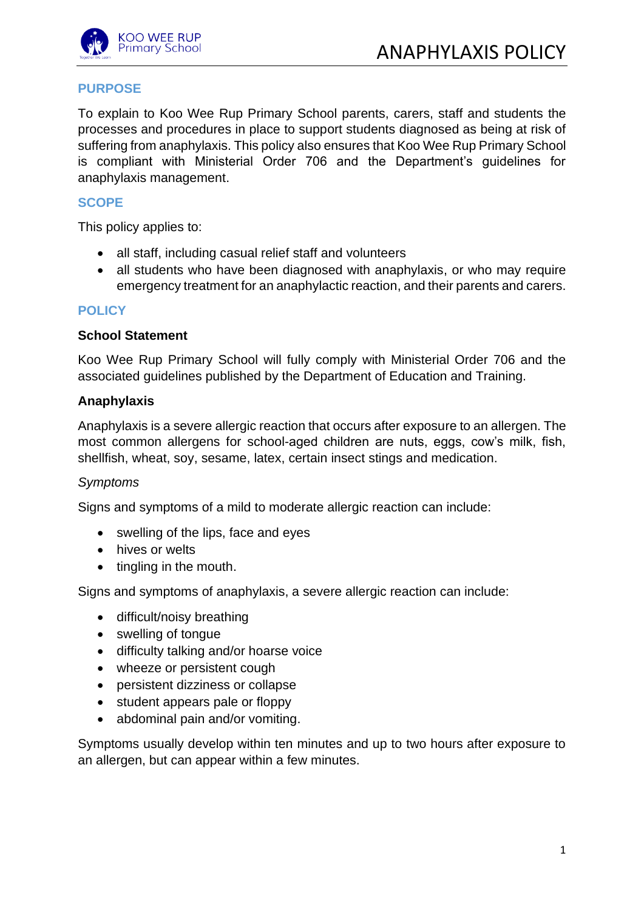# ANAPHYLAXIS POLICY

## PURPOSE

To explain to Koo Wee Rup Primary School parents, carers, staff and students the processes and procedures in place to support students diagnosed as being at risk of suffering from anaphylaxis. This policy also ensures that Koo Wee Rup Primary School is compliant with Ministerial Order 706 and the Department's guidelines for anaphylaxis management.

## SCOPE

This policy applies to:

- all staff, including casual relief staff and volunteers
- all students who have been diagnosed with anaphylaxis, or who may require emergency treatment for an anaphylactic reaction, and their parents and carers.

## POLICY

### School Statement

Koo Wee Rup Primary School will fully comply with Ministerial Order 706 and the associated guidelines published by the Department of Education and Training.

### Anaphylaxis

Anaphylaxis is a severe allergic reaction that occurs after exposure to an allergen. The most common allergens for school-aged children are nuts, eggs, cow's milk, fish, shellfish, wheat, soy, sesame, latex, certain insect stings and medication.

*Symptoms*

Signs and symptoms of a mild to moderate allergic reaction can include:

- swelling of the lips, face and eyes
- hives or welts
- tingling in the mouth.

Signs and symptoms of anaphylaxis, a severe allergic reaction can include:

- difficult/noisy breathing
- swelling of tongue
- difficulty talking and/or hoarse voice
- wheeze or persistent cough
- persistent dizziness or collapse
- student appears pale or floppy
- abdominal pain and/or vomiting.

Symptoms usually develop within ten minutes and up to two hours after exposure to an allergen, but can appear within a few minutes.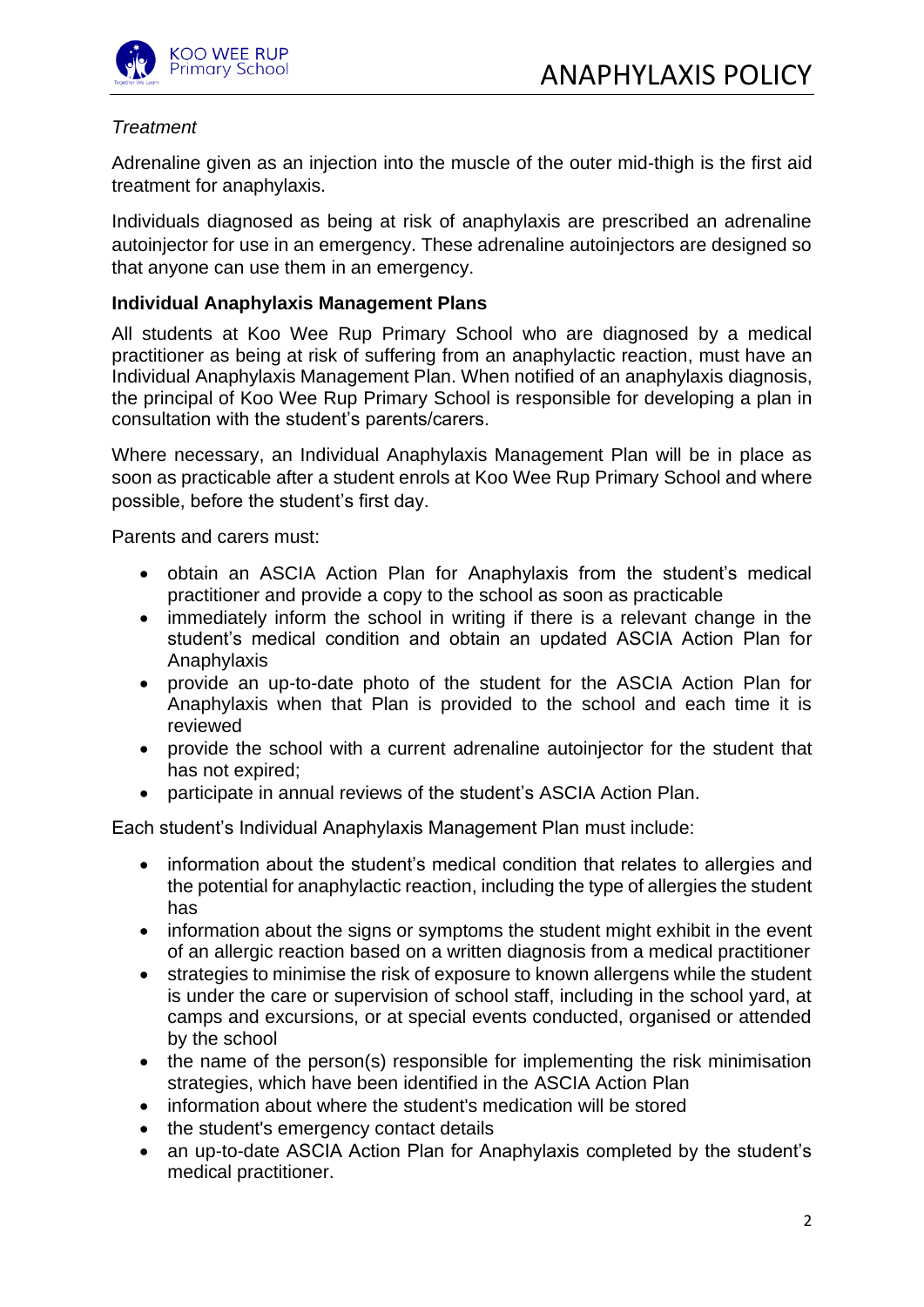*Treatment*

Adrenaline given as an injection into the muscle of the outer mid-thigh is the first aid treatment for anaphylaxis.

Individuals diagnosed as being at risk of anaphylaxis are prescribed an adrenaline autoinjector for use in an emergency. These adrenaline autoinjectors are designed so that anyone can use them in an emergency.

**Individual Anaphylaxis Management Plans**

All students at Koo Wee Rup Primary School who are diagnosed by a medical practitioner as being at risk of suffering from an anaphylactic reaction, must have an Individual Anaphylaxis Management Plan. When notified of an anaphylaxis diagnosis, the principal of Koo Wee Rup Primary School is responsible for developing a plan in consultation with the student's parents/carers.

Where necessary, an Individual Anaphylaxis Management Plan will be in place as soon as practicable after a student enrols at Koo Wee Rup Primary School and where possible, before the student's first day.

Parents and carers must:

- obtain an ASCIA Action Plan for Anaphylaxis from the student's medical practitioner and provide a copy to the school as soon as practicable
- immediately inform the school in writing if there is a relevant change in the student's medical condition and obtain an updated ASCIA Action Plan for Anaphylaxis
- provide an up-to-date photo of the student for the ASCIA Action Plan for Anaphylaxis when that Plan is provided to the school and each time it is reviewed
- provide the school with a current adrenaline autoinjector for the student that has not expired;
- participate in annual reviews of the student's ASCIA Action Plan.

Each student's Individual Anaphylaxis Management Plan must include:

- information about the student's medical condition that relates to allergies and the potential for anaphylactic reaction, including the type of allergies the student has
- information about the signs or symptoms the student might exhibit in the event of an allergic reaction based on a written diagnosis from a medical practitioner
- strategies to minimise the risk of exposure to known allergens while the student is under the care or supervision of school staff, including in the school yard, at camps and excursions, or at special events conducted, organised or attended by the school
- the name of the person(s) responsible for implementing the risk minimisation strategies, which have been identified in the ASCIA Action Plan
- information about where the student's medication will be stored
- the student's emergency contact details
- an up-to-date ASCIA Action Plan for Anaphylaxis completed by the student's medical practitioner.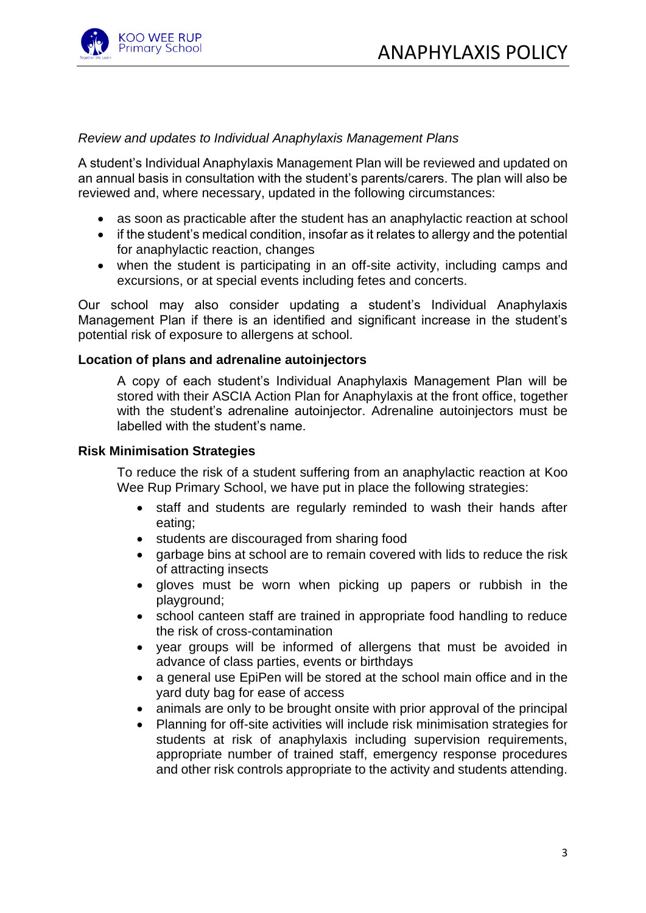*Review and updates to Individual Anaphylaxis Management Plans*

A student's Individual Anaphylaxis Management Plan will be reviewed and updated on an annual basis in consultation with the student's parents/carers. The plan will also be reviewed and, where necessary, updated in the following circumstances:

- as soon as practicable after the student has an anaphylactic reaction at school
- if the student's medical condition, insofar as it relates to allergy and the potential for anaphylactic reaction, changes
- when the student is participating in an off-site activity, including camps and excursions, or at special events including fetes and concerts.

Our school may also consider updating a student's Individual Anaphylaxis Management Plan if there is an identified and significant increase in the student's potential risk of exposure to allergens at school.

**Location of plans and adrenaline autoinjectors**

A copy of each student's Individual Anaphylaxis Management Plan will be stored with their ASCIA Action Plan for Anaphylaxis at the front office, together with the student's adrenaline autoinjector. Adrenaline autoinjectors must be labelled with the student's name.

**Risk Minimisation Strategies**

To reduce the risk of a student suffering from an anaphylactic reaction at Koo Wee Rup Primary School, we have put in place the following strategies:

- staff and students are regularly reminded to wash their hands after eating;
- students are discouraged from sharing food
- garbage bins at school are to remain covered with lids to reduce the risk of attracting insects
- gloves must be worn when picking up papers or rubbish in the playground;
- school canteen staff are trained in appropriate food handling to reduce the risk of cross-contamination
- year groups will be informed of allergens that must be avoided in advance of class parties, events or birthdays
- a general use EpiPen will be stored at the school main office and in the yard duty bag for ease of access
- animals are only to be brought onsite with prior approval of the principal
- Planning for off-site activities will include risk minimisation strategies for students at risk of anaphylaxis including supervision requirements, appropriate number of trained staff, emergency response procedures and other risk controls appropriate to the activity and students attending.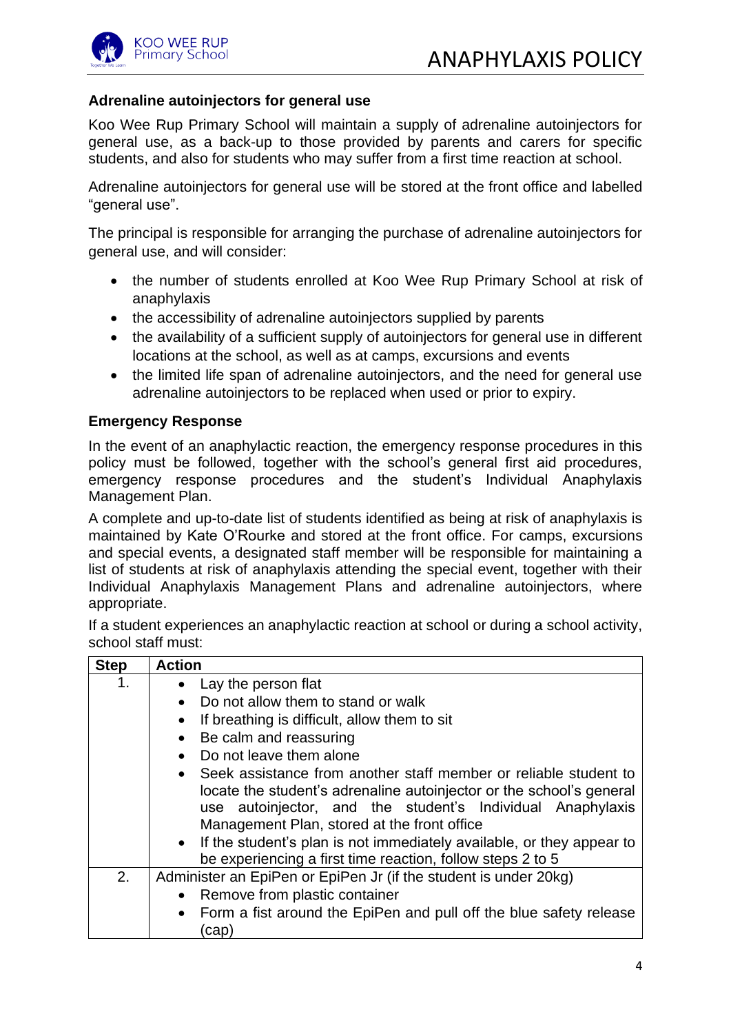**Adrenaline autoinjectors for general use**

Koo Wee Rup Primary School will maintain a supply of adrenaline autoinjectors for general use, as a back-up to those provided by parents and carers for specific students, and also for students who may suffer from a first time reaction at school.

Adrenaline autoinjectors for general use will be stored at the front office and labelled "general use".

The principal is responsible for arranging the purchase of adrenaline autoinjectors for general use, and will consider:

- the number of students enrolled at Koo Wee Rup Primary School at risk of anaphylaxis
- the accessibility of adrenaline autoinjectors supplied by parents
- the availability of a sufficient supply of autoinjectors for general use in different locations at the school, as well as at camps, excursions and events
- the limited life span of adrenaline autoinjectors, and the need for general use adrenaline autoinjectors to be replaced when used or prior to expiry.

**Emergency Response**

In the event of an anaphylactic reaction, the emergency response procedures in this policy must be followed, together with the school's general first aid procedures, emergency response procedures and the student's Individual Anaphylaxis Management Plan.

A complete and up-to-date list of students identified as being at risk of anaphylaxis is maintained by Kate O'Rourke and stored at the front office. For camps, excursions and special events, a designated staff member will be responsible for maintaining a list of students at risk of anaphylaxis attending the special event, together with their Individual Anaphylaxis Management Plans and adrenaline autoinjectors, where appropriate.

If a student experiences an anaphylactic reaction at school or during a school activity, school staff must:

| Step | Action |
|---|---|
| 1. | • Lay the person flat<br>• Do not allow them to stand or walk<br>• If breathing is difficult, allow them to sit<br>• Be calm and reassuring<br>• Do not leave them alone<br>• Seek assistance from another staff member or reliable student to locate the student's adrenaline autoinjector or the school's general use autoinjector, and the student's Individual Anaphylaxis Management Plan, stored at the front office<br>• If the student's plan is not immediately available, or they appear to be experiencing a first time reaction, follow steps 2 to 5 |
| 2. | Administer an EpiPen or EpiPen Jr (if the student is under 20kg)<br>• Remove from plastic container<br>• Form a fist around the EpiPen and pull off the blue safety release (cap) |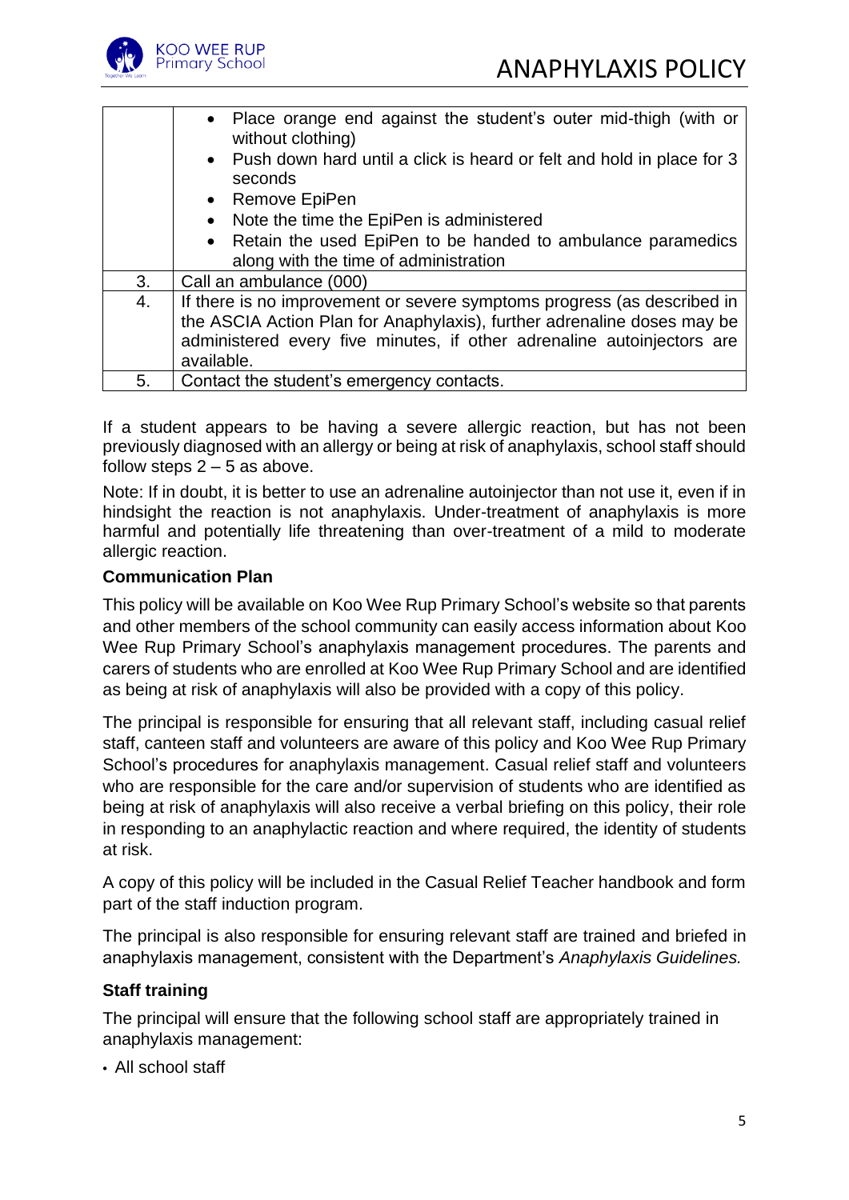| | |
|---|---|
| | • Place orange end against the student's outer mid-thigh (with or without clothing)<br>• Push down hard until a click is heard or felt and hold in place for 3 seconds<br>• Remove EpiPen<br>• Note the time the EpiPen is administered<br>• Retain the used EpiPen to be handed to ambulance paramedics along with the time of administration |
| 3. | Call an ambulance (000) |
| 4. | If there is no improvement or severe symptoms progress (as described in the ASCIA Action Plan for Anaphylaxis), further adrenaline doses may be administered every five minutes, if other adrenaline autoinjectors are available. |
| 5. | Contact the student's emergency contacts. |

If a student appears to be having a severe allergic reaction, but has not been previously diagnosed with an allergy or being at risk of anaphylaxis, school staff should follow steps 2 – 5 as above.

Note: If in doubt, it is better to use an adrenaline autoinjector than not use it, even if in hindsight the reaction is not anaphylaxis. Under-treatment of anaphylaxis is more harmful and potentially life threatening than over-treatment of a mild to moderate allergic reaction.

**Communication Plan**

This policy will be available on Koo Wee Rup Primary School's website so that parents and other members of the school community can easily access information about Koo Wee Rup Primary School's anaphylaxis management procedures. The parents and carers of students who are enrolled at Koo Wee Rup Primary School and are identified as being at risk of anaphylaxis will also be provided with a copy of this policy.

The principal is responsible for ensuring that all relevant staff, including casual relief staff, canteen staff and volunteers are aware of this policy and Koo Wee Rup Primary School's procedures for anaphylaxis management. Casual relief staff and volunteers who are responsible for the care and/or supervision of students who are identified as being at risk of anaphylaxis will also receive a verbal briefing on this policy, their role in responding to an anaphylactic reaction and where required, the identity of students at risk.

A copy of this policy will be included in the Casual Relief Teacher handbook and form part of the staff induction program.

The principal is also responsible for ensuring relevant staff are trained and briefed in anaphylaxis management, consistent with the Department's *Anaphylaxis Guidelines.*

**Staff training**

The principal will ensure that the following school staff are appropriately trained in anaphylaxis management:

- All school staff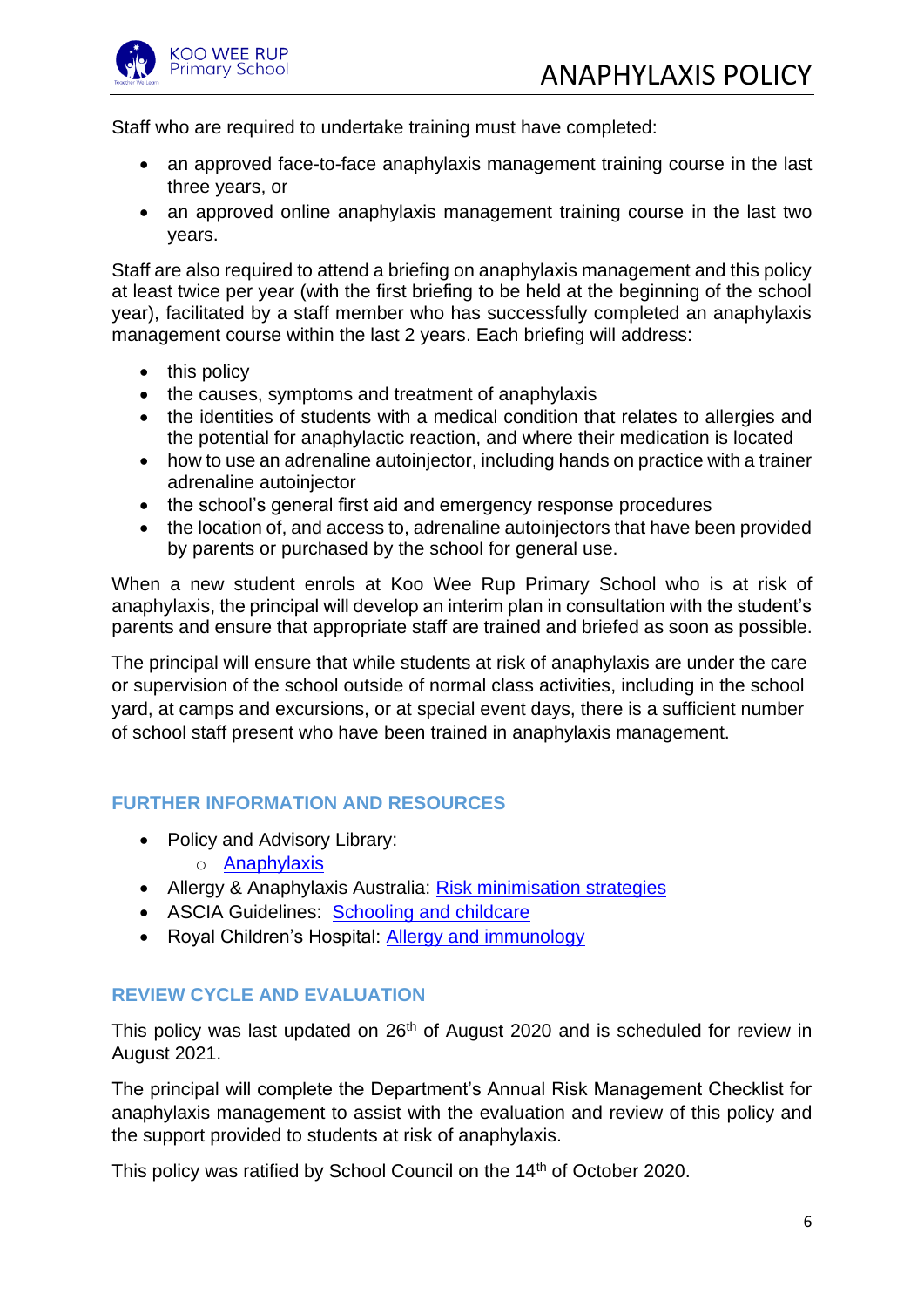Staff who are required to undertake training must have completed:

- an approved face-to-face anaphylaxis management training course in the last three years, or
- an approved online anaphylaxis management training course in the last two years.

Staff are also required to attend a briefing on anaphylaxis management and this policy at least twice per year (with the first briefing to be held at the beginning of the school year), facilitated by a staff member who has successfully completed an anaphylaxis management course within the last 2 years. Each briefing will address:

- this policy
- the causes, symptoms and treatment of anaphylaxis
- the identities of students with a medical condition that relates to allergies and the potential for anaphylactic reaction, and where their medication is located
- how to use an adrenaline autoinjector, including hands on practice with a trainer adrenaline autoinjector
- the school's general first aid and emergency response procedures
- the location of, and access to, adrenaline autoinjectors that have been provided by parents or purchased by the school for general use.

When a new student enrols at Koo Wee Rup Primary School who is at risk of anaphylaxis, the principal will develop an interim plan in consultation with the student's parents and ensure that appropriate staff are trained and briefed as soon as possible.

The principal will ensure that while students at risk of anaphylaxis are under the care or supervision of the school outside of normal class activities, including in the school yard, at camps and excursions, or at special event days, there is a sufficient number of school staff present who have been trained in anaphylaxis management.

## FURTHER INFORMATION AND RESOURCES

- Policy and Advisory Library:
  - Anaphylaxis
- Allergy & Anaphylaxis Australia: Risk minimisation strategies
- ASCIA Guidelines: Schooling and childcare
- Royal Children's Hospital: Allergy and immunology

## REVIEW CYCLE AND EVALUATION

This policy was last updated on 26th of August 2020 and is scheduled for review in August 2021.

The principal will complete the Department's Annual Risk Management Checklist for anaphylaxis management to assist with the evaluation and review of this policy and the support provided to students at risk of anaphylaxis.

This policy was ratified by School Council on the 14th of October 2020.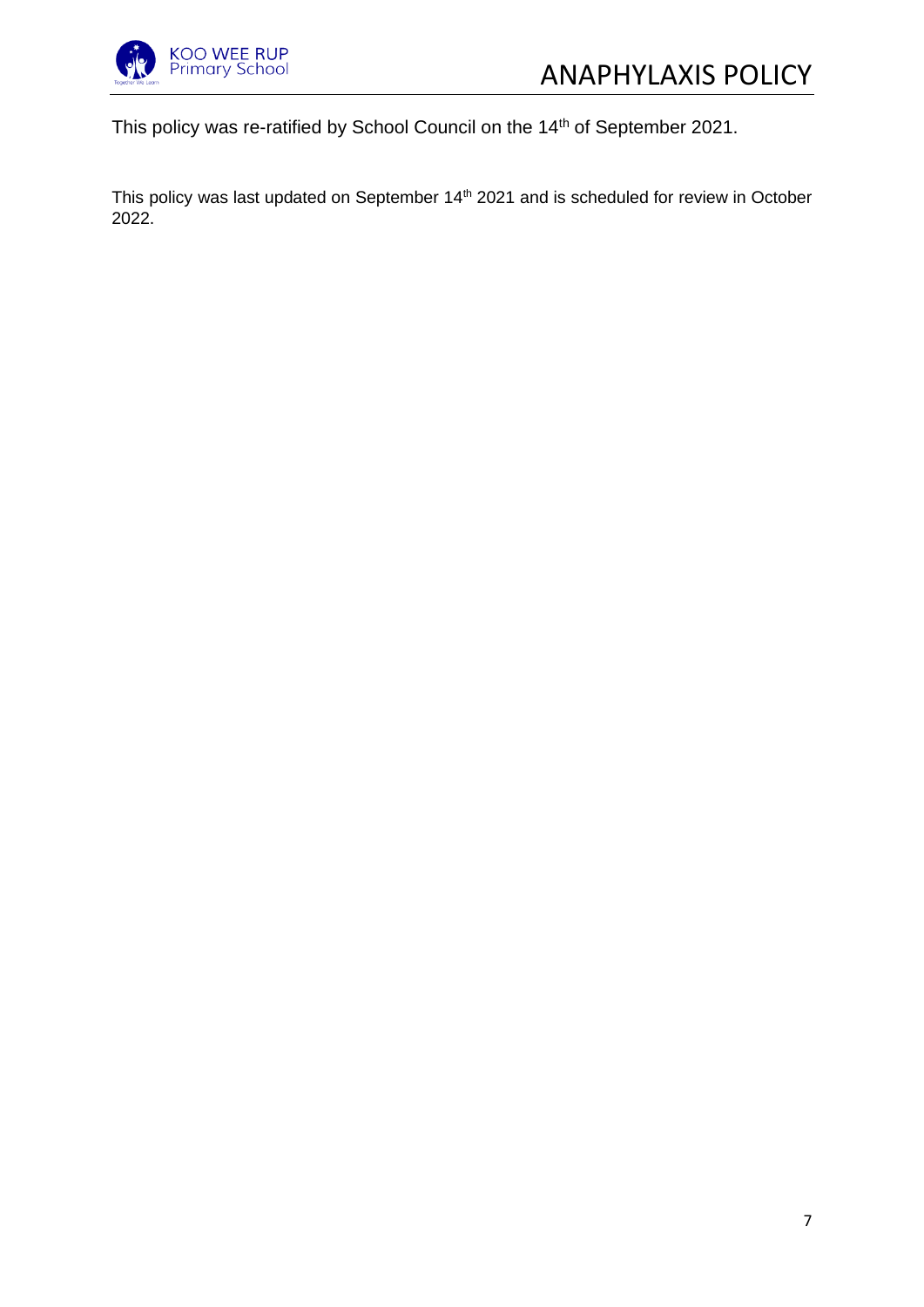This policy was re-ratified by School Council on the 14th of September 2021.

This policy was last updated on September 14th 2021 and is scheduled for review in October 2022.